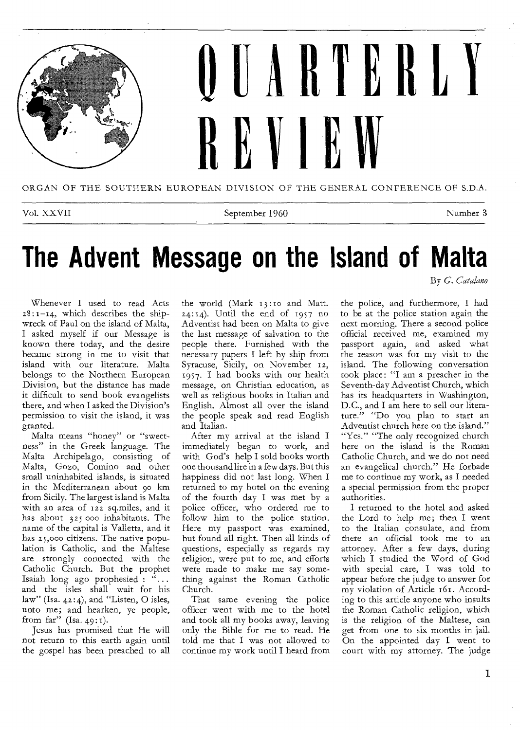# QUARTERLY REVIEW

ORGAN OF THE SOUTHERN EUROPEAN DIVISION OF THE GENERAL CONFERENCE OF S.D.A.

Vol. XXVII — September 1960 — Number 3

# The Advent Message on the Island of Malta

By *G. Catalano*

Whenever I used to read Acts 28:1-14, which describes the shipwreck of Paul on the island of Malta, I asked myself if our Message is known there today, and the desire became strong in me to visit that island with our literature. Malta belongs to the Northern European Division, but the distance has made it difficult to send book evangelists there, and when I asked the Division's permission to visit the island, it was granted.

Malta means "honey" or "sweetness" in the Greek language. The Malta Archipelago, consisting of Malta, Gozo, Comino and other small uninhabited islands, is situated in the Mediterranean about 90 km from Sicily. The largest island is Malta with an area of 122 sq.miles, and it has about 325 000 inhabitants. The name of the capital is Valletta, and it has 25,000 citizens. The native population is Catholic, and the Maltese are strongly connected with the Catholic Church. But the prophet Isaiah long ago prophesied : "... and the isles shall wait for his law" (Isa. 42:4), and "Listen, O isles, unto me; and hearken, ye people, from far" (Isa. 49:1).

Jesus has promised that He will not return to this earth again until the gospel has been preached to all the world (Mark 13:10 and Matt. 24:14). Until the end of 1957 no Adventist had been on Malta to give the last message of salvation to the people there. Furnished with the necessary papers I left by ship from Syracuse, Sicily, on November 12, 1957. I had books with our health message, on Christian education, as well as religious books in Italian and English. Almost all over the island the people speak and read English and Italian.

After my arrival at the island I immediately began to work, and with God's help I sold books worth one thousand lire in a few days. But this happiness did not last long. When I returned to my hotel on the evening of the fourth day I was met by a police officer, who ordered me to follow him to the police station. Here my passport was examined, but found all right. Then all kinds of questions, especially as regards my religion, were put to me, and efforts were made to make me say something against the Roman Catholic Church.

That same evening the police officer went with me to the hotel and took all my books away, leaving only the Bible for me to read. He told me that I was not allowed to continue my work until I heard from the police, and furthermore, I had to be at the police station again the next morning. There a second police official received me, examined my passport again, and asked what the reason was for my visit to the island. The following conversation took place: "I am a preacher in the Seventh-day Adventist Church, which has its headquarters in Washington, D.C., and I am here to sell our literature." "Do you plan to start an Adventist church here on the island." "Yes." "The only recognized church here on the island is the Roman Catholic Church, and we do not need an evangelical church." He forbade me to continue my work, as I needed a special permission from the proper authorities.

I returned to the hotel and asked the Lord to help me; then I went to the Italian consulate, and from there an official took me to an attorney. After a few days, during which I studied the Word of God with special care, I was told to appear before the judge to answer for my violation of Article 161. According to this article anyone who insults the Roman Catholic religion, which is the religion of the Maltese, can get from one to six months in jail. On the appointed day I went to court with my attorney. The judge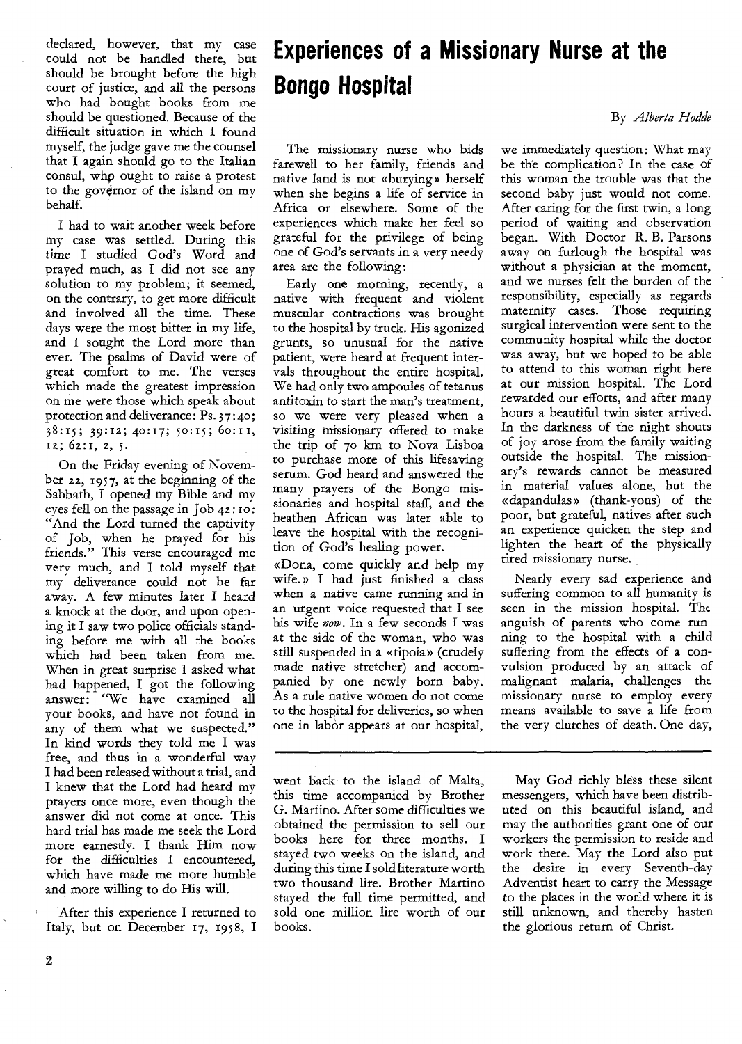declared, however, that my case could not be handled there, but should be brought before the high court of justice, and all the persons who had bought books from me should be questioned. Because of the difficult situation in which I found myself, the judge gave me the counsel that I again should go to the Italian consul, who ought to raise a protest to the governor of the island on my behalf.

I had to wait another week before my case was settled. During this time I studied God's Word and prayed much, as I did not see any solution to my problem; it seemed, on the contrary, to get more difficult and involved all the time. These days were the most bitter in my life, and I sought the Lord more than ever. The psalms of David were of great comfort to me. The verses which made the greatest impression on me were those which speak about protection and deliverance: Ps. 37:40; 38:15; 39:12; 40:17; 50:15; 60:11, 12; 62:1, 2, 5.

On the Friday evening of November 22, 1957, at the beginning of the Sabbath, I opened my Bible and my eyes fell on the passage in Job 42:10: "And the Lord turned the captivity of Job, when he prayed for his friends." This verse encouraged me very much, and I told myself that my deliverance could not be far away. A few minutes later I heard a knock at the door, and upon opening it I saw two police officials standing before me with all the books which had been taken from me. When in great surprise I asked what had happened, I got the following answer: "We have examined all your books, and have not found in any of them what we suspected." In kind words they told me I was free, and thus in a wonderful way I had been released without a trial, and I knew that the Lord had heard my prayers once more, even though the answer did not come at once. This hard trial has made me seek the Lord more earnestly. I thank Him now for the difficulties I encountered, which have made me more humble and more willing to do His will.

After this experience I returned to Italy, but on December 17, 1958, I went back to the island of Malta, this time accompanied by Brother G. Martino. After some difficulties we obtained the permission to sell our books here for three months. I stayed two weeks on the island, and during this time I sold literature worth two thousand lire. Brother Martino stayed the full time permitted, and sold one million lire worth of our books.

May God richly bless these silent messengers, which have been distributed on this beautiful island, and may the authorities grant one of our workers the permission to reside and work there. May the Lord also put the desire in every Seventh-day Adventist heart to carry the Message to the places in the world where it is still unknown, and thereby hasten the glorious return of Christ.

# Experiences of a Missionary Nurse at the Bongo Hospital

By *Alberta Hodde*

The missionary nurse who bids farewell to her family, friends and native land is not «burying» herself when she begins a life of service in Africa or elsewhere. Some of the experiences which make her feel so grateful for the privilege of being one of God's servants in a very needy area are the following:

Early one morning, recently, a native with frequent and violent muscular contractions was brought to the hospital by truck. His agonized grunts, so unusual for the native patient, were heard at frequent intervals throughout the entire hospital. We had only two ampoules of tetanus antitoxin to start the man's treatment, so we were very pleased when a visiting missionary offered to make the trip of 70 km to Nova Lisboa to purchase more of this lifesaving serum. God heard and answered the many prayers of the Bongo missionaries and hospital staff, and the heathen African was later able to leave the hospital with the recognition of God's healing power.

«Dona, come quickly and help my wife.» I had just finished a class when a native came running and in an urgent voice requested that I see his wife *now*. In a few seconds I was at the side of the woman, who was still suspended in a «tipoia» (crudely made native stretcher) and accompanied by one newly born baby. As a rule native women do not come to the hospital for deliveries, so when one in labor appears at our hospital, we immediately question: What may be the complication? In the case of this woman the trouble was that the second baby just would not come. After caring for the first twin, a long period of waiting and observation began. With Doctor R. B. Parsons away on furlough the hospital was without a physician at the moment, and we nurses felt the burden of the responsibility, especially as regards maternity cases. Those requiring surgical intervention were sent to the community hospital while the doctor was away, but we hoped to be able to attend to this woman right here at our mission hospital. The Lord rewarded our efforts, and after many hours a beautiful twin sister arrived. In the darkness of the night shouts of joy arose from the family waiting outside the hospital. The missionary's rewards cannot be measured in material values alone, but the «dapandulas» (thank-yous) of the poor, but grateful, natives after such an experience quicken the step and lighten the heart of the physically tired missionary nurse.

Nearly every sad experience and suffering common to all humanity is seen in the mission hospital. The anguish of parents who come running to the hospital with a child suffering from the effects of a convulsion produced by an attack of malignant malaria, challenges the missionary nurse to employ every means available to save a life from the very clutches of death. One day,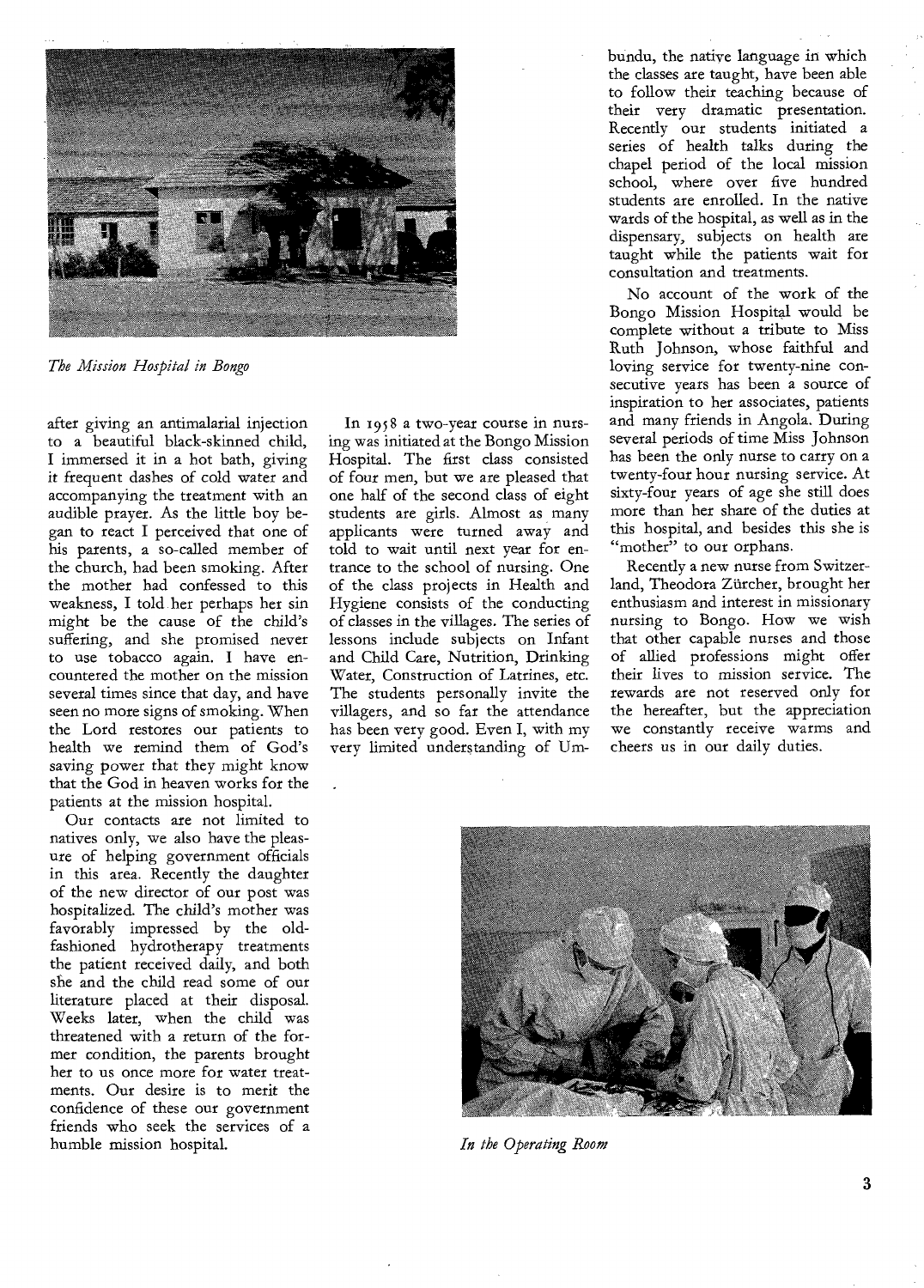*The Mission Hospital in Bongo*

after giving an antimalarial injection to a beautiful black-skinned child, I immersed it in a hot bath, giving it frequent dashes of cold water and accompanying the treatment with an audible prayer. As the little boy began to react I perceived that one of his parents, a so-called member of the church, had been smoking. After the mother had confessed to this weakness, I told her perhaps her sin might be the cause of the child's suffering, and she promised never to use tobacco again. I have encountered the mother on the mission several times since that day, and have seen no more signs of smoking. When the Lord restores our patients to health we remind them of God's saving power that they might know that the God in heaven works for the patients at the mission hospital.

Our contacts are not limited to natives only, we also have the pleasure of helping government officials in this area. Recently the daughter of the new director of our post was hospitalized. The child's mother was favorably impressed by the old-fashioned hydrotherapy treatments the patient received daily, and both she and the child read some of our literature placed at their disposal. Weeks later, when the child was threatened with a return of the former condition, the parents brought her to us once more for water treatments. Our desire is to merit the confidence of these our government friends who seek the services of a humble mission hospital.

In 1958 a two-year course in nursing was initiated at the Bongo Mission Hospital. The first class consisted of four men, but we are pleased that one half of the second class of eight students are girls. Almost as many applicants were turned away and told to wait until next year for entrance to the school of nursing. One of the class projects in Health and Hygiene consists of the conducting of classes in the villages. The series of lessons include subjects on Infant and Child Care, Nutrition, Drinking Water, Construction of Latrines, etc. The students personally invite the villagers, and so far the attendance has been very good. Even I, with my very limited understanding of Umbundu, the native language in which the classes are taught, have been able to follow their teaching because of their very dramatic presentation. Recently our students initiated a series of health talks during the chapel period of the local mission school, where over five hundred students are enrolled. In the native wards of the hospital, as well as in the dispensary, subjects on health are taught while the patients wait for consultation and treatments.

No account of the work of the Bongo Mission Hospital would be complete without a tribute to Miss Ruth Johnson, whose faithful and loving service for twenty-nine consecutive years has been a source of inspiration to her associates, patients and many friends in Angola. During several periods of time Miss Johnson has been the only nurse to carry on a twenty-four hour nursing service. At sixty-four years of age she still does more than her share of the duties at this hospital, and besides this she is "mother" to our orphans.

Recently a new nurse from Switzerland, Theodora Zürcher, brought her enthusiasm and interest in missionary nursing to Bongo. How we wish that other capable nurses and those of allied professions might offer their lives to mission service. The rewards are not reserved only for the hereafter, but the appreciation we constantly receive warms and cheers us in our daily duties.

*In the Operating Room*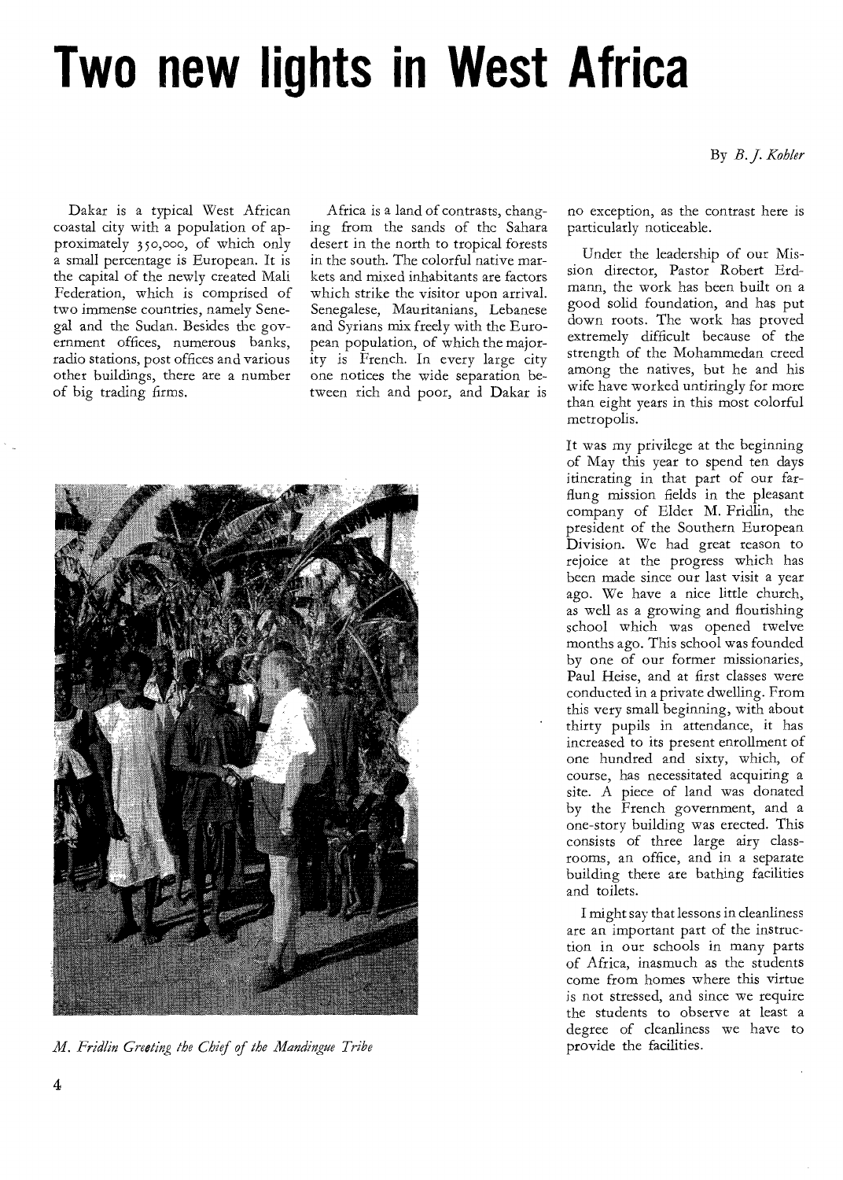# Two new lights in West Africa

By *B. J. Kohler*

Dakar is a typical West African coastal city with a population of approximately 350,000, of which only a small percentage is European. It is the capital of the newly created Mali Federation, which is comprised of two immense countries, namely Senegal and the Sudan. Besides the government offices, numerous banks, radio stations, post offices and various other buildings, there are a number of big trading firms.

Africa is a land of contrasts, changing from the sands of the Sahara desert in the north to tropical forests in the south. The colorful native markets and mixed inhabitants are factors which strike the visitor upon arrival. Senegalese, Mauritanians, Lebanese and Syrians mix freely with the European population, of which the majority is French. In every large city one notices the wide separation between rich and poor, and Dakar is no exception, as the contrast here is particularly noticeable.

*M. Fridlin Greeting the Chief of the Mandingue Tribe*

Under the leadership of our Mission director, Pastor Robert Erdmann, the work has been built on a good solid foundation, and has put down roots. The work has proved extremely difficult because of the strength of the Mohammedan creed among the natives, but he and his wife have worked untiringly for more than eight years in this most colorful metropolis.

It was my privilege at the beginning of May this year to spend ten days itinerating in that part of our far-flung mission fields in the pleasant company of Elder M. Fridlin, the president of the Southern European Division. We had great reason to rejoice at the progress which has been made since our last visit a year ago. We have a nice little church, as well as a growing and flourishing school which was opened twelve months ago. This school was founded by one of our former missionaries, Paul Heise, and at first classes were conducted in a private dwelling. From this very small beginning, with about thirty pupils in attendance, it has increased to its present enrollment of one hundred and sixty, which, of course, has necessitated acquiring a site. A piece of land was donated by the French government, and a one-story building was erected. This consists of three large airy classrooms, an office, and in a separate building there are bathing facilities and toilets.

I might say that lessons in cleanliness are an important part of the instruction in our schools in many parts of Africa, inasmuch as the students come from homes where this virtue is not stressed, and since we require the students to observe at least a degree of cleanliness we have to provide the facilities.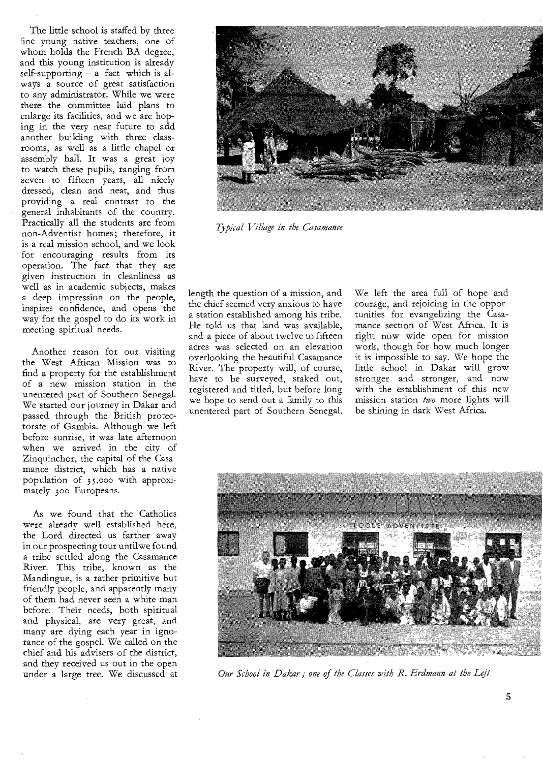The little school is staffed by three fine young native teachers, one of whom holds the French BA degree, and this young institution is already self-supporting – a fact which is always a source of great satisfaction to any administrator. While we were there the committee laid plans to enlarge its facilities, and we are hoping in the very near future to add another building with three classrooms, as well as a little chapel or assembly hall. It was a great joy to watch these pupils, ranging from seven to fifteen years, all nicely dressed, clean and neat, and thus providing a real contrast to the general inhabitants of the country. Practically all the students are from non-Adventist homes; therefore, it is a real mission school, and we look for encouraging results from its operation. The fact that they are given instruction in cleanliness as well as in academic subjects, makes a deep impression on the people, inspires confidence, and opens the way for the gospel to do its work in meeting spiritual needs.

Another reason for our visiting the West African Mission was to find a property for the establishment of a new mission station in the unentered part of Southern Senegal. We started our journey in Dakar and passed through the British protectorate of Gambia. Although we left before sunrise, it was late afternoon when we arrived in the city of Zinquinchor, the capital of the Casamance district, which has a native population of 35,000 with approximately 300 Europeans.

As we found that the Catholics were already well established here, the Lord directed us farther away in our prospecting tour until we found a tribe settled along the Casamance River. This tribe, known as the Mandingue, is a rather primitive but friendly people, and apparently many of them had never seen a white man before. Their needs, both spiritual and physical, are very great, and many are dying each year in ignorance of the gospel. We called on the chief and his advisers of the district, and they received us out in the open under a large tree. We discussed at length the question of a mission, and the chief seemed very anxious to have a station established among his tribe. He told us that land was available, and a piece of about twelve to fifteen acres was selected on an elevation overlooking the beautiful Casamance River. The property will, of course, have to be surveyed, staked out, registered and titled, but before long we hope to send out a family to this unentered part of Southern Senegal.

*Typical Village in the Casamance*

We left the area full of hope and courage, and rejoicing in the opportunities for evangelizing the Casamance section of West Africa. It is right now wide open for mission work, though for how much longer it is impossible to say. We hope the little school in Dakar will grow stronger and stronger, and now with the establishment of this new mission station *two* more lights will be shining in dark West Africa.

*Our School in Dakar; one of the Classes with R. Erdmann at the Left*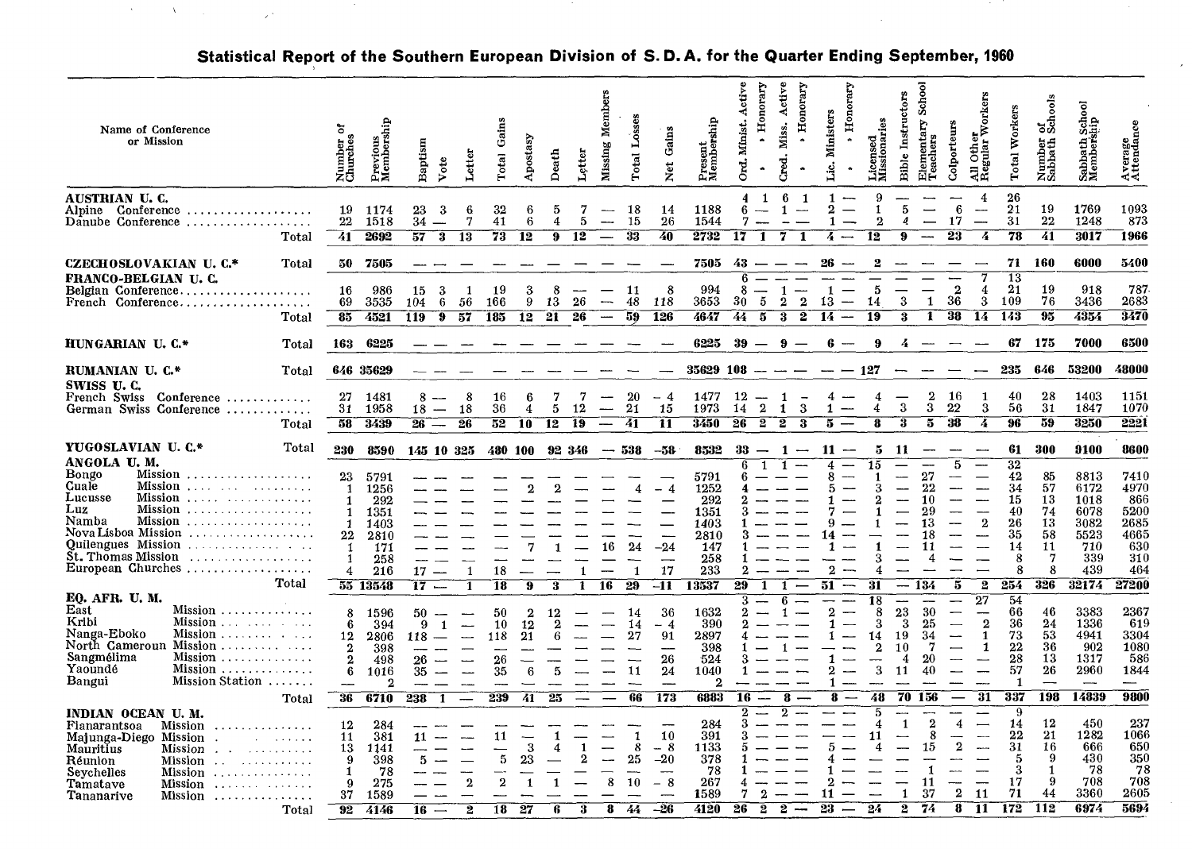## Statistical Report of the Southern European Division of S. D. A. for the Quarter Ending September, 1960

| Name of Conference or Mission | Number of Churches | Previous Membership | Baptism | Vote | Letter | Total Gains | Apostasy | Death | Letter | Missing Members | Total Losses | Net Gains | Present Membership | Ord. Minist. Active | , Honorary | Cred. Miss. Active | , Honorary | Lic. Ministers | , Honorary | Licensed Missionaries | Bible Instructors | Elementary School Teachers | Colporteurs | All Other Regular Workers | Total Workers | Number of Sabbath Schools | Sabbath School Membership | Average Attendance |
|---|---|---|---|---|---|---|---|---|---|---|---|---|---|---|---|---|---|---|---|---|---|---|---|---|---|---|---|---|
| **AUSTRIAN U. C.** | | | | | | | | | | | | | | 4 | 1 | 6 | 1 | 1 | — | 9 | — | — | — | 4 | 26 | | | |
| Alpine Conference | 19 | 1174 | 23 | 3 | 6 | 32 | 6 | 5 | 7 | — | 18 | 14 | 1188 | 6 | — | 1 | — | 2 | — | 1 | 5 | — | 6 | — | 21 | 19 | 1769 | 1093 |
| Danube Conference | 22 | 1518 | 34 | — | 7 | 41 | 6 | 4 | 5 | — | 15 | 26 | 1544 | 7 | — | — | — | 1 | — | 2 | 4 | — | 17 | — | 31 | 22 | 1248 | 873 |
| Total | 41 | 2692 | 57 | 3 | 13 | 73 | 12 | 9 | 12 | — | 33 | 40 | 2732 | 17 | 1 | 7 | 1 | 4 | — | 12 | 9 | — | 23 | 4 | 78 | 41 | 3017 | 1966 |
| **CZECHOSLOVAKIAN U. C.*** Total | 50 | 7505 | — | — | — | — | — | — | — | — | — | — | 7505 | 43 | — | — | — | 26 | — | 2 | — | — | — | — | 71 | 160 | 6000 | 5400 |
| **FRANCO-BELGIAN U. C.** | | | | | | | | | | | | | | 6 | — | — | — | — | — | — | — | — | — | 7 | 13 | | | |
| Belgian Conference | 16 | 986 | 15 | 3 | 1 | 19 | 3 | 8 | — | — | 11 | 8 | 994 | 8 | — | 1 | — | 1 | — | 5 | — | — | 2 | 4 | 21 | 19 | 918 | 787 |
| French Conference | 69 | 3535 | 104 | 6 | 56 | 166 | 9 | 13 | 26 | — | 48 | 118 | 3653 | 30 | 5 | 2 | 2 | 13 | — | 14 | 3 | 1 | 36 | 3 | 109 | 76 | 3436 | 2683 |
| Total | 85 | 4521 | 119 | 9 | 57 | 185 | 12 | 21 | 26 | — | 59 | 126 | 4647 | 44 | 5 | 3 | 2 | 14 | — | 19 | 3 | 1 | 38 | 14 | 143 | 95 | 4354 | 3470 |
| **HUNGARIAN U. C.*** Total | 163 | 6225 | — | — | — | — | — | — | — | — | — | — | 6225 | 39 | — | 9 | — | 6 | — | 9 | 4 | — | — | — | 67 | 175 | 7000 | 6500 |
| **RUMANIAN U. C.*** Total | 646 | 35629 | — | — | — | — | — | — | — | — | — | — | 35629 | 108 | — | — | — | — | — | 127 | — | — | — | — | 235 | 646 | 53200 | 48000 |
| **SWISS U. C.** | | | | | | | | | | | | | | | | | | | | | | | | | | | | |
| French Swiss Conference | 27 | 1481 | 8 | — | 8 | 16 | 6 | 7 | 7 | — | 20 | −4 | 1477 | 12 | — | 1 | - | 4 | — | 4 | — | 2 | 16 | 1 | 40 | 28 | 1403 | 1151 |
| German Swiss Conference | 31 | 1958 | 18 | — | 18 | 36 | 4 | 5 | 12 | — | 21 | 15 | 1973 | 14 | 2 | 1 | 3 | 1 | — | 4 | 3 | 3 | 22 | 3 | 56 | 31 | 1847 | 1070 |
| Total | 58 | 3439 | 26 | — | 26 | 52 | 10 | 12 | 19 | — | 41 | 11 | 3450 | 26 | 2 | 2 | 3 | 5 | — | 8 | 3 | 5 | 38 | 4 | 96 | 59 | 3250 | 2221 |
| **YUGOSLAVIAN U. C.*** Total | 230 | 8590 | 145 | 10 | 325 | 480 | 100 | 92 | 346 | — | 538 | −58 | 8532 | 33 | — | 1 | — | 11 | — | 5 | 11 | — | — | — | 61 | 300 | 9100 | 8600 |
| **ANGOLA U. M.** | | | | | | | | | | | | | | 6 | 1 | 1 | — | 4 | — | 15 | — | — | 5 | — | 32 | | | |
| Bongo Mission | 23 | 5791 | — | — | — | — | — | — | — | — | — | — | 5791 | 6 | — | — | — | 8 | — | 1 | — | 27 | — | — | 42 | 85 | 8813 | 7410 |
| Cuale Mission | 1 | 1256 | — | — | — | — | 2 | 2 | — | — | 4 | − 4 | 1252 | 4 | — | — | — | 5 | — | 3 | — | 22 | — | — | 34 | 57 | 6172 | 4970 |
| Lucusse Mission | 1 | 292 | — | — | — | — | — | — | — | — | — | — | 292 | 2 | — | — | — | 1 | — | 2 | — | 10 | — | — | 15 | 13 | 1018 | 866 |
| Luz Mission | 1 | 1351 | — | — | — | — | — | — | — | — | — | — | 1351 | 3 | — | — | — | 7 | — | 1 | — | 29 | — | — | 40 | 74 | 6078 | 5200 |
| Namba Mission | 1 | 1403 | — | — | — | — | — | — | — | — | — | — | 1403 | 1 | — | — | — | 9 | — | 1 | — | 13 | — | 2 | 26 | 13 | 3082 | 2685 |
| Nova Lisboa Mission | 22 | 2810 | — | — | — | — | — | — | — | — | — | — | 2810 | 3 | — | — | — | 14 | — | — | — | 18 | — | — | 35 | 58 | 5523 | 4665 |
| Quilengues Mission | 1 | 171 | — | — | — | — | 7 | 1 | — | 16 | 24 | −24 | 147 | 1 | — | — | — | 1 | — | 1 | — | 11 | — | — | 14 | 11 | 710 | 630 |
| St. Thomas Mission | 1 | 258 | — | — | — | — | — | — | — | — | — | — | 258 | 1 | — | — | — | — | — | 3 | — | 4 | — | — | 8 | 7 | 339 | 310 |
| European Churches | 4 | 216 | 17 | — | 1 | 18 | — | — | 1 | — | 1 | 17 | 233 | 2 | — | — | — | 2 | — | 4 | — | — | — | — | 8 | 8 | 439 | 464 |
| Total | 55 | 13548 | 17 | — | 1 | 18 | 9 | 3 | 1 | 16 | 29 | −11 | 13537 | 29 | 1 | 1 | — | 51 | — | 31 | — | 134 | 5 | 2 | 254 | 326 | 32174 | 27200 |
| **EQ. AFR. U. M.** | | | | | | | | | | | | | | 3 | — | 6 | — | — | — | 18 | — | — | — | 27 | 54 | | | |
| East Mission | 8 | 1596 | 50 | — | — | 50 | 2 | 12 | — | — | 14 | 36 | 1632 | 2 | — | 1 | — | 2 | — | 8 | 23 | 30 | — | — | 66 | 46 | 3383 | 2367 |
| Kribi Mission | 6 | 394 | 9 | 1 | — | 10 | 12 | 2 | — | — | 14 | − 4 | 390 | 2 | — | — | — | 1 | — | 3 | 3 | 25 | — | 2 | 36 | 24 | 1336 | 619 |
| Nanga-Eboko Mission | 12 | 2806 | 118 | — | — | 118 | 21 | 6 | — | — | 27 | 91 | 2897 | 4 | — | — | — | 1 | — | 14 | 19 | 34 | — | 1 | 73 | 53 | 4941 | 3304 |
| North Cameroun Mission | 2 | 398 | — | — | — | — | — | — | — | — | — | — | 398 | 1 | — | 1 | — | — | — | 2 | 10 | 7 | — | 1 | 22 | 36 | 902 | 1080 |
| Sangmélima Mission | 2 | 498 | 26 | — | — | 26 | — | — | — | — | — | 26 | 524 | 3 | — | — | — | 1 | — | — | 4 | 20 | — | — | 28 | 13 | 1317 | 586 |
| Yaoundé Mission | 6 | 1016 | 35 | — | — | 35 | 6 | 5 | — | — | 11 | 24 | 1040 | 1 | — | — | — | 2 | — | 3 | 11 | 40 | — | — | 57 | 26 | 2960 | 1844 |
| Bangui Mission Station | — | 2 | — | — | — | — | — | — | — | — | — | — | 2 | — | — | — | — | 1 | — | — | — | — | — | — | 1 | — | — | — |
| Total | 36 | 6710 | 238 | 1 | — | 239 | 41 | 25 | — | — | 66 | 173 | 6883 | 16 | — | 8 | — | 8 | — | 48 | 70 | 156 | — | 31 | 337 | 198 | 14839 | 9800 |
| **INDIAN OCEAN U. M.** | | | | | | | | | | | | | | 2 | — | 2 | — | — | — | 5 | — | — | — | — | 9 | | | |
| Fianarantsoa Mission | 12 | 284 | — | — | — | — | — | — | — | — | — | — | 284 | 3 | — | — | — | — | — | 4 | 1 | 2 | 4 | — | 14 | 12 | 450 | 237 |
| Majunga-Diego Mission | 11 | 381 | 11 | — | — | 11 | — | 1 | — | — | 1 | 10 | 391 | 3 | — | — | — | — | — | 11 | — | 8 | — | — | 22 | 21 | 1282 | 1066 |
| Mauritius Mission | 13 | 1141 | — | — | — | — | 3 | 4 | 1 | — | 8 | − 8 | 1133 | 5 | — | — | — | 5 | — | 4 | — | 15 | 2 | — | 31 | 16 | 666 | 650 |
| Réunion Mission | 9 | 398 | 5 | — | — | 5 | 23 | — | 2 | — | 25 | −20 | 378 | 1 | — | — | — | 4 | — | — | — | — | — | — | 5 | 9 | 430 | 350 |
| Seychelles Mission | 1 | 78 | — | — | — | — | — | — | — | — | — | — | 78 | 1 | — | — | — | 1 | — | — | — | 1 | — | — | 3 | 1 | 78 | 78 |
| Tamatave Mission | 9 | 275 | — | — | 2 | 2 | 1 | 1 | — | 8 | 10 | − 8 | 267 | 4 | — | — | — | 2 | — | — | — | 11 | — | — | 17 | 9 | 708 | 708 |
| Tananarive Mission | 37 | 1589 | — | — | — | — | — | — | — | — | — | — | 1589 | 7 | 2 | — | — | 11 | — | — | 1 | 37 | 2 | 11 | 71 | 44 | 3360 | 2605 |
| Total | 92 | 4146 | 16 | — | 2 | 18 | 27 | 6 | 3 | 8 | 44 | −26 | 4120 | 26 | 2 | 2 | — | 23 | — | 24 | 2 | 74 | 8 | 11 | 172 | 112 | 6974 | 5694 |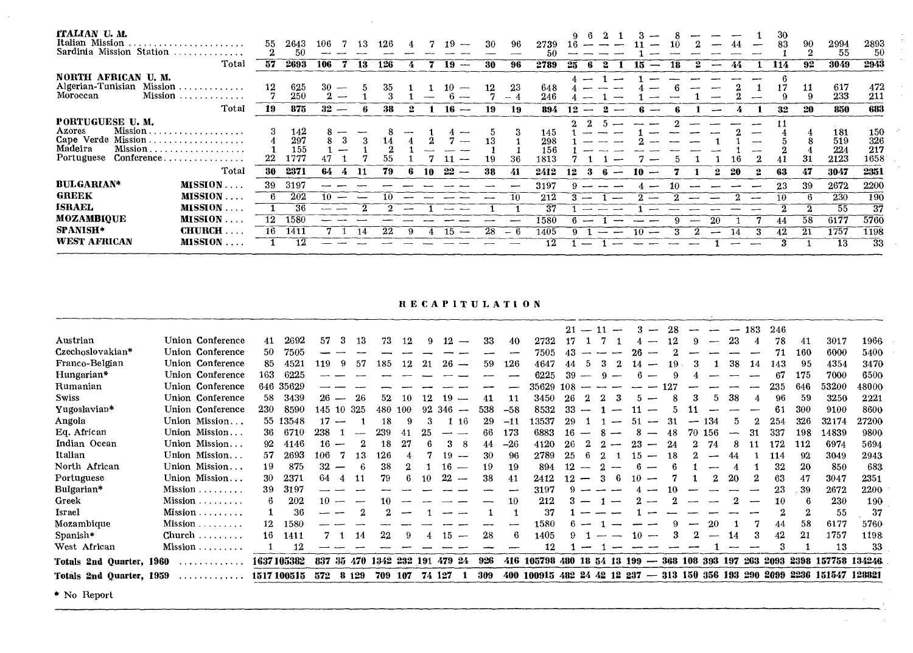| | | | | | | | | | | | | | | | | | | | | | | | | | | | | |
|---|---|---|---|---|---|---|---|---|---|---|---|---|---|---|---|---|---|---|---|---|---|---|---|---|---|---|---|---|
| **ITALIAN U. M.** | | | | | | | | | | | | | 9 | 6 | 2 | 1 | 3 | — | 8 | — | — | — | 1 | 30 | | | |
| Italian Mission | 55 | 2643 | 106 | 7 | 13 | 126 | 4 | 7 | 19 | — | 30 | 96 | 2739 | 16 | — | — | — | 11 | — | 10 | 2 | — | 44 | — | 83 | 90 | 2994 | 2893 |
| Sardinia Mission Station | 2 | 50 | — | — | — | — | — | — | — | — | — | — | 50 | — | — | — | — | 1 | — | — | — | — | — | — | 1 | 2 | 55 | 50 |
| Total | **57** | **2693** | **106** | **7** | **13** | **126** | **4** | **7** | **19** | **—** | **30** | **96** | **2789** | **25** | **6** | **2** | **1** | **15** | **—** | **18** | **2** | **—** | **44** | **1** | **114** | **92** | **3049** | **2943** |
| **NORTH AFRICAN U. M.** | | | | | | | | | | | | | 4 | — | 1 | — | 1 | — | — | — | — | — | — | 6 | | | |
| Algerian-Tunisian Mission | 12 | 625 | 30 | — | 5 | 35 | 1 | 1 | 10 | — | 12 | 23 | 648 | 4 | — | — | — | 4 | — | 6 | — | — | 2 | 1 | 17 | 11 | 617 | 472 |
| Moroccan Mission | 7 | 250 | 2 | — | 1 | 3 | 1 | — | 6 | — | 7 | −4 | 246 | 4 | — | 1 | — | 1 | — | — | 1 | — | 2 | — | 9 | 9 | 233 | 211 |
| Total | **19** | **875** | **32** | **—** | **6** | **38** | **2** | **1** | **16** | **—** | **19** | **19** | **894** | **12** | **—** | **2** | **—** | **6** | **—** | **6** | **1** | **—** | **4** | **1** | **32** | **20** | **850** | **683** |
| **PORTUGUESE U. M.** | | | | | | | | | | | | | 2 | 2 | 5 | — | — | — | 2 | — | — | — | — | 11 | | | |
| Azores Mission | 3 | 142 | 8 | — | — | 8 | — | 1 | 4 | — | 5 | 3 | 145 | 1 | — | — | — | 1 | — | — | — | — | 2 | — | 4 | 4 | 181 | 150 |
| Cape Verde Mission | 4 | 297 | 8 | 3 | 3 | 14 | 4 | 2 | 7 | — | 13 | 1 | 298 | 1 | — | — | — | 2 | — | — | — | 1 | 1 | — | 5 | 8 | 519 | 326 |
| Madeira Mission | 1 | 155 | 1 | — | 1 | 2 | 1 | — | — | — | 1 | 1 | 156 | 1 | — | — | — | — | — | — | — | — | 1 | — | 2 | 4 | 224 | 217 |
| Portuguese Conference | 22 | 1777 | 47 | 1 | 7 | 55 | 1 | 7 | 11 | — | 19 | 36 | 1813 | 7 | 1 | 1 | — | 7 | — | 5 | 1 | 1 | 16 | 2 | 41 | 31 | 2123 | 1658 |
| Total | **30** | **2371** | **64** | **4** | **11** | **79** | **6** | **10** | **22** | **—** | **38** | **41** | **2412** | **12** | **3** | **6** | **—** | **10** | **—** | **7** | **1** | **2** | **20** | **2** | **63** | **47** | **3047** | **2351** |
| **BULGARIAN* MISSION** | 39 | 3197 | — | — | — | — | — | — | — | — | — | — | 3197 | 9 | — | — | — | 4 | — | 10 | — | — | — | — | 23 | 39 | 2672 | 2200 |
| **GREEK MISSION** | 6 | 202 | 10 | — | — | 10 | — | — | — | — | — | 10 | 212 | 3 | — | 1 | — | 2 | — | 2 | — | — | 2 | — | 10 | 6 | 230 | 190 |
| **ISRAEL MISSION** | 1 | 36 | — | — | 2 | 2 | — | 1 | — | — | 1 | 1 | 37 | 1 | — | — | — | 1 | — | — | — | — | — | — | 2 | 2 | 55 | 37 |
| **MOZAMBIQUE MISSION** | 12 | 1580 | — | — | — | — | — | — | — | — | — | — | 1580 | 6 | — | 1 | — | — | — | 9 | — | 20 | 1 | 7 | 44 | 58 | 6177 | 5760 |
| **SPANISH* CHURCH** | 16 | 1411 | 7 | 1 | 14 | 22 | 9 | 4 | 15 | — | 28 | −6 | 1405 | 9 | 1 | — | — | 10 | — | 3 | 2 | — | 14 | 3 | 42 | 21 | 1757 | 1198 |
| **WEST AFRICAN MISSION** | 1 | 12 | — | — | — | — | — | — | — | — | — | — | 12 | 1 | — | 1 | — | — | — | — | — | 1 | — | — | 3 | 1 | 13 | 33 |

## RECAPITULATION

| | | | | | | | | | | | | | | | | | | | | | | | | | | | | |
|---|---|---|---|---|---|---|---|---|---|---|---|---|---|---|---|---|---|---|---|---|---|---|---|---|---|---|---|---|
| | | | | | | | | | | | | | 21 | — | 11 | — | 3 | — | 28 | — | — | — | 183 | 246 | | | |
| Austrian Union Conference | 41 | 2692 | 57 | 3 | 13 | 73 | 12 | 9 | 12 | — | 33 | 40 | 2732 | 17 | 1 | 7 | 1 | 4 | — | 12 | 9 | — | 23 | 4 | 78 | 41 | 3017 | 1966 |
| Czechoslovakian* Union Conference | 50 | 7505 | — | — | — | — | — | — | — | — | — | — | 7505 | 43 | — | — | — | 26 | — | 2 | — | — | — | — | 71 | 160 | 6000 | 5400 |
| Franco-Belgian Union Conference | 85 | 4521 | 119 | 9 | 57 | 185 | 12 | 21 | 26 | — | 59 | 126 | 4647 | 44 | 5 | 3 | 2 | 14 | — | 19 | 3 | 1 | 38 | 14 | 143 | 95 | 4354 | 3470 |
| Hungarian* Union Conference | 163 | 6225 | — | — | — | — | — | — | — | — | — | — | 6225 | 39 | — | 9 | — | 6 | — | 9 | 4 | — | — | — | 67 | 175 | 7000 | 6500 |
| Rumanian Union Conference | 646 | 35629 | — | — | — | — | — | — | — | — | — | — | 35629 | 108 | — | — | — | — | — | 127 | — | — | — | — | 235 | 646 | 53200 | 48000 |
| Swiss Union Conference | 58 | 3439 | 26 | — | 26 | 52 | 10 | 12 | 19 | — | 41 | 11 | 3450 | 26 | 2 | 2 | 3 | 5 | — | 8 | 3 | 5 | 38 | 4 | 96 | 59 | 3250 | 2221 |
| Yugoslavian* Union Conference | 230 | 8590 | 145 | 10 | 325 | 480 | 100 | 92 | 346 | — | 538 | −58 | 8532 | 33 | — | 1 | — | 11 | — | 5 | 11 | — | — | — | 61 | 300 | 9100 | 8600 |
| Angola Union Mission | 55 | 13548 | 17 | — | 1 | 18 | 9 | 3 | 1 | 16 | 29 | −11 | 13537 | 29 | 1 | 1 | — | 51 | — | 31 | — | 134 | 5 | 2 | 254 | 326 | 32174 | 27200 |
| Eq. African Union Mission | 36 | 6710 | 238 | 1 | — | 239 | 41 | 25 | — | — | 66 | 173 | 6883 | 16 | — | 8 | — | 8 | — | 48 | 70 | 156 | — | 31 | 337 | 198 | 14839 | 9800 |
| Indian Ocean Union Mission | 92 | 4146 | 16 | — | 2 | 18 | 27 | 6 | 3 | 8 | 44 | −26 | 4120 | 26 | 2 | 2 | — | 23 | — | 24 | 2 | 74 | 8 | 11 | 172 | 112 | 6974 | 5694 |
| Italian Union Mission | 57 | 2693 | 106 | 7 | 13 | 126 | 4 | 7 | 19 | — | 30 | 96 | 2789 | 25 | 6 | 2 | 1 | 15 | — | 18 | 2 | — | 44 | 1 | 114 | 92 | 3049 | 2943 |
| North African Union Mission | 19 | 875 | 32 | — | 6 | 38 | 2 | 1 | 16 | — | 19 | 19 | 894 | 12 | — | 2 | — | 6 | — | 6 | 1 | — | 4 | 1 | 32 | 20 | 850 | 683 |
| Portuguese Union Mission | 30 | 2371 | 64 | 4 | 11 | 79 | 6 | 10 | 22 | — | 38 | 41 | 2412 | 12 | — | 3 | 6 | 10 | — | 7 | 1 | 2 | 20 | 2 | 63 | 47 | 3047 | 2351 |
| Bulgarian* Mission | 39 | 3197 | — | — | — | — | — | — | — | — | — | — | 3197 | 9 | — | — | — | 4 | — | 10 | — | — | — | — | 23 | 39 | 2672 | 2200 |
| Greek Mission | 6 | 202 | 10 | — | — | 10 | — | — | — | — | — | 10 | 212 | 3 | — | 1 | — | 2 | — | 2 | — | — | 2 | — | 10 | 6 | 230 | 190 |
| Israel Mission | 1 | 36 | — | — | 2 | 2 | — | 1 | — | — | 1 | 1 | 37 | 1 | — | — | — | 1 | — | — | — | — | — | — | 2 | 2 | 55 | 37 |
| Mozambique Mission | 12 | 1580 | — | — | — | — | — | — | — | — | — | — | 1580 | 6 | — | 1 | — | — | — | 9 | — | 20 | 1 | 7 | 44 | 58 | 6177 | 5760 |
| Spanish* Church | 16 | 1411 | 7 | 1 | 14 | 22 | 9 | 4 | 15 | — | 28 | 6 | 1405 | 9 | 1 | — | — | 10 | — | 3 | 2 | — | 14 | 3 | 42 | 21 | 1757 | 1198 |
| West African Mission | 1 | 12 | — | — | — | — | — | — | — | — | — | — | 12 | 1 | — | 1 | — | — | — | — | — | 1 | — | — | 3 | 1 | 13 | 33 |
| **Totals 2nd Quarter, 1960** | **1637** | **105382** | **837** | **35** | **470** | **1342** | **232** | **191** | **479** | **24** | **926** | **416** | **105798** | **480** | **18** | **54** | **13** | **199** | **—** | **368** | **108** | **393** | **197** | **263** | **2093** | **2398** | **157758** | **134246** |
| **Totals 2nd Quarter, 1959** | **1517** | **100515** | **572** | **8** | **129** | **709** | **107** | **74** | **127** | **1** | **309** | **400** | **100915** | **482** | **24** | **42** | **12** | **237** | **—** | **313** | **150** | **356** | **193** | **290** | **2099** | **2236** | **151547** | **128821** |

* No Report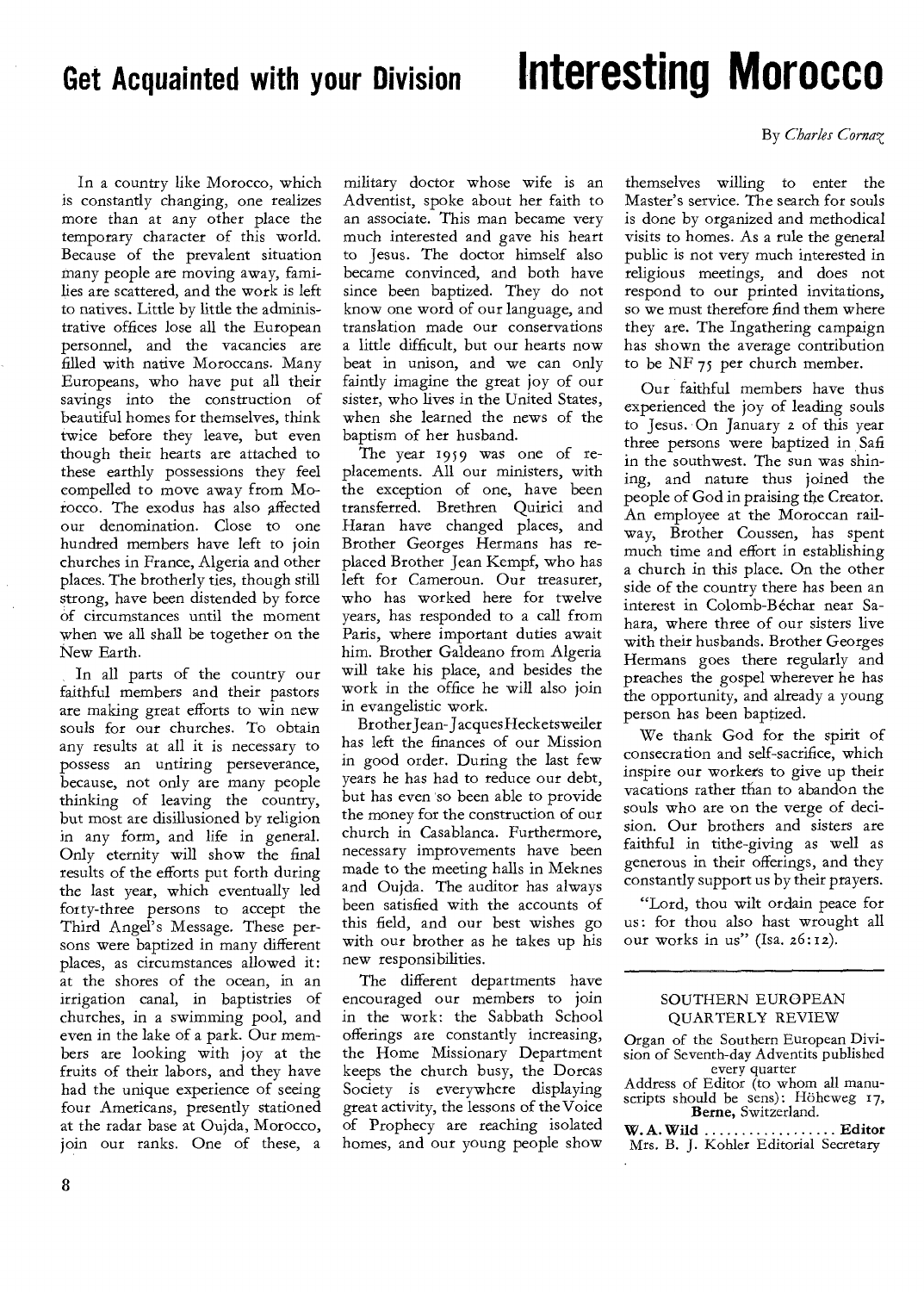## Get Acquainted with your Division

# Interesting Morocco

By *Charles Cornaz*

In a country like Morocco, which is constantly changing, one realizes more than at any other place the temporary character of this world. Because of the prevalent situation many people are moving away, families are scattered, and the work is left to natives. Little by little the administrative offices lose all the European personnel, and the vacancies are filled with native Moroccans. Many Europeans, who have put all their savings into the construction of beautiful homes for themselves, think twice before they leave, but even though their hearts are attached to these earthly possessions they feel compelled to move away from Morocco. The exodus has also affected our denomination. Close to one hundred members have left to join churches in France, Algeria and other places. The brotherly ties, though still strong, have been distended by force of circumstances until the moment when we all shall be together on the New Earth.

In all parts of the country our faithful members and their pastors are making great efforts to win new souls for our churches. To obtain any results at all it is necessary to possess an untiring perseverance, because, not only are many people thinking of leaving the country, but most are disillusioned by religion in any form, and life in general. Only eternity will show the final results of the efforts put forth during the last year, which eventually led forty-three persons to accept the Third Angel's Message. These persons were baptized in many different places, as circumstances allowed it: at the shores of the ocean, in an irrigation canal, in baptistries of churches, in a swimming pool, and even in the lake of a park. Our members are looking with joy at the fruits of their labors, and they have had the unique experience of seeing four Americans, presently stationed at the radar base at Oujda, Morocco, join our ranks. One of these, a military doctor whose wife is an Adventist, spoke about her faith to an associate. This man became very much interested and gave his heart to Jesus. The doctor himself also became convinced, and both have since been baptized. They do not know one word of our language, and translation made our conservations a little difficult, but our hearts now beat in unison, and we can only faintly imagine the great joy of our sister, who lives in the United States, when she learned the news of the baptism of her husband.

The year 1959 was one of replacements. All our ministers, with the exception of one, have been transferred. Brethren Quirici and Haran have changed places, and Brother Georges Hermans has replaced Brother Jean Kempf, who has left for Cameroun. Our treasurer, who has worked here for twelve years, has responded to a call from Paris, where important duties await him. Brother Galdeano from Algeria will take his place, and besides the work in the office he will also join in evangelistic work.

Brother Jean-Jacques Hecketsweiler has left the finances of our Mission in good order. During the last few years he has had to reduce our debt, but has even so been able to provide the money for the construction of our church in Casablanca. Furthermore, necessary improvements have been made to the meeting halls in Meknes and Oujda. The auditor has always been satisfied with the accounts of this field, and our best wishes go with our brother as he takes up his new responsibilities.

The different departments have encouraged our members to join in the work: the Sabbath School offerings are constantly increasing, the Home Missionary Department keeps the church busy, the Dorcas Society is everywhere displaying great activity, the lessons of the Voice of Prophecy are reaching isolated homes, and our young people show themselves willing to enter the Master's service. The search for souls is done by organized and methodical visits to homes. As a rule the general public is not very much interested in religious meetings, and does not respond to our printed invitations, so we must therefore find them where they are. The Ingathering campaign has shown the average contribution to be NF 75 per church member.

Our faithful members have thus experienced the joy of leading souls to Jesus. On January 2 of this year three persons were baptized in Safi in the southwest. The sun was shining, and nature thus joined the people of God in praising the Creator. An employee at the Moroccan railway, Brother Coussen, has spent much time and effort in establishing a church in this place. On the other side of the country there has been an interest in Colomb-Béchar near Sahara, where three of our sisters live with their husbands. Brother Georges Hermans goes there regularly and preaches the gospel wherever he has the opportunity, and already a young person has been baptized.

We thank God for the spirit of consecration and self-sacrifice, which inspire our workers to give up their vacations rather than to abandon the souls who are on the verge of decision. Our brothers and sisters are faithful in tithe-giving as well as generous in their offerings, and they constantly support us by their prayers.

"Lord, thou wilt ordain peace for us: for thou also hast wrought all our works in us" (Isa. 26:12).

---

SOUTHERN EUROPEAN QUARTERLY REVIEW

Organ of the Southern European Division of Seventh-day Adventits published every quarter

Address of Editor (to whom all manuscripts should be sens): Höheweg 17, **Berne,** Switzerland.

**W. A. Wild** ................. **Editor**

Mrs. B. J. Kohler Editorial Secretary